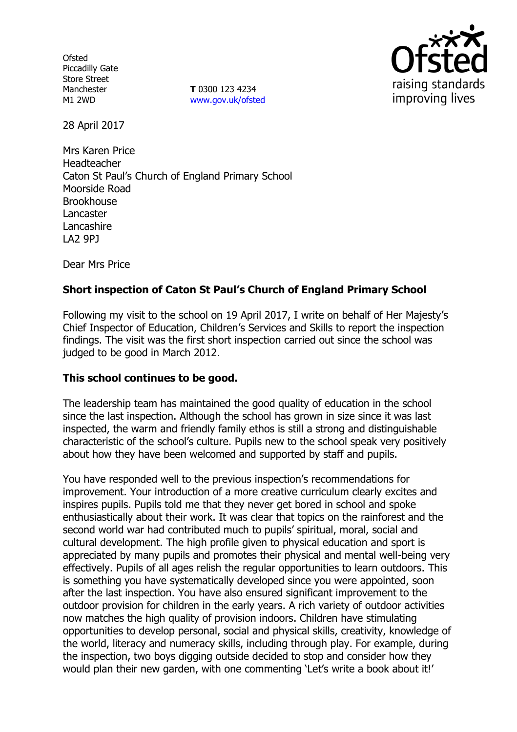Ofsted
Piccadilly Gate
Store Street
Manchester
M1 2WD

**T** 0300 123 4234
www.gov.uk/ofsted

28 April 2017

Mrs Karen Price
Headteacher
Caton St Paul's Church of England Primary School
Moorside Road
Brookhouse
Lancaster
Lancashire
LA2 9PJ

Dear Mrs Price

**Short inspection of Caton St Paul's Church of England Primary School**

Following my visit to the school on 19 April 2017, I write on behalf of Her Majesty's Chief Inspector of Education, Children's Services and Skills to report the inspection findings. The visit was the first short inspection carried out since the school was judged to be good in March 2012.

**This school continues to be good.**

The leadership team has maintained the good quality of education in the school since the last inspection. Although the school has grown in size since it was last inspected, the warm and friendly family ethos is still a strong and distinguishable characteristic of the school's culture. Pupils new to the school speak very positively about how they have been welcomed and supported by staff and pupils.

You have responded well to the previous inspection's recommendations for improvement. Your introduction of a more creative curriculum clearly excites and inspires pupils. Pupils told me that they never get bored in school and spoke enthusiastically about their work. It was clear that topics on the rainforest and the second world war had contributed much to pupils' spiritual, moral, social and cultural development. The high profile given to physical education and sport is appreciated by many pupils and promotes their physical and mental well-being very effectively. Pupils of all ages relish the regular opportunities to learn outdoors. This is something you have systematically developed since you were appointed, soon after the last inspection. You have also ensured significant improvement to the outdoor provision for children in the early years. A rich variety of outdoor activities now matches the high quality of provision indoors. Children have stimulating opportunities to develop personal, social and physical skills, creativity, knowledge of the world, literacy and numeracy skills, including through play. For example, during the inspection, two boys digging outside decided to stop and consider how they would plan their new garden, with one commenting 'Let's write a book about it!'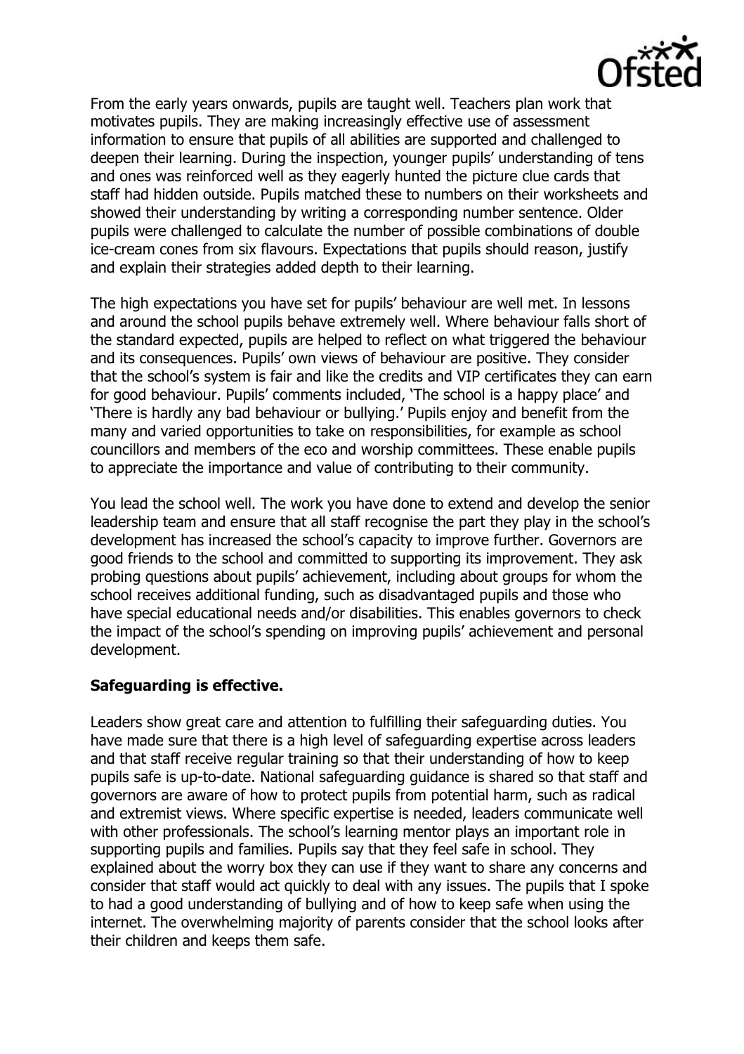From the early years onwards, pupils are taught well. Teachers plan work that motivates pupils. They are making increasingly effective use of assessment information to ensure that pupils of all abilities are supported and challenged to deepen their learning. During the inspection, younger pupils' understanding of tens and ones was reinforced well as they eagerly hunted the picture clue cards that staff had hidden outside. Pupils matched these to numbers on their worksheets and showed their understanding by writing a corresponding number sentence. Older pupils were challenged to calculate the number of possible combinations of double ice-cream cones from six flavours. Expectations that pupils should reason, justify and explain their strategies added depth to their learning.

The high expectations you have set for pupils' behaviour are well met. In lessons and around the school pupils behave extremely well. Where behaviour falls short of the standard expected, pupils are helped to reflect on what triggered the behaviour and its consequences. Pupils' own views of behaviour are positive. They consider that the school's system is fair and like the credits and VIP certificates they can earn for good behaviour. Pupils' comments included, 'The school is a happy place' and 'There is hardly any bad behaviour or bullying.' Pupils enjoy and benefit from the many and varied opportunities to take on responsibilities, for example as school councillors and members of the eco and worship committees. These enable pupils to appreciate the importance and value of contributing to their community.

You lead the school well. The work you have done to extend and develop the senior leadership team and ensure that all staff recognise the part they play in the school's development has increased the school's capacity to improve further. Governors are good friends to the school and committed to supporting its improvement. They ask probing questions about pupils' achievement, including about groups for whom the school receives additional funding, such as disadvantaged pupils and those who have special educational needs and/or disabilities. This enables governors to check the impact of the school's spending on improving pupils' achievement and personal development.

**Safeguarding is effective.**

Leaders show great care and attention to fulfilling their safeguarding duties. You have made sure that there is a high level of safeguarding expertise across leaders and that staff receive regular training so that their understanding of how to keep pupils safe is up-to-date. National safeguarding guidance is shared so that staff and governors are aware of how to protect pupils from potential harm, such as radical and extremist views. Where specific expertise is needed, leaders communicate well with other professionals. The school's learning mentor plays an important role in supporting pupils and families. Pupils say that they feel safe in school. They explained about the worry box they can use if they want to share any concerns and consider that staff would act quickly to deal with any issues. The pupils that I spoke to had a good understanding of bullying and of how to keep safe when using the internet. The overwhelming majority of parents consider that the school looks after their children and keeps them safe.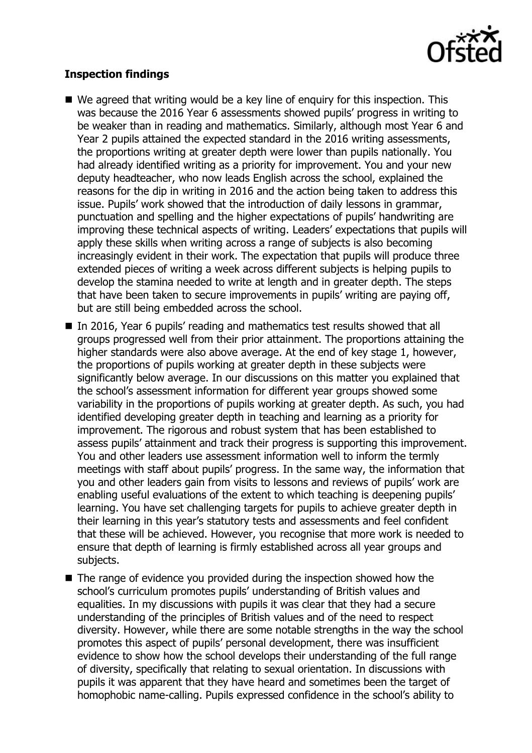**Inspection findings**

- We agreed that writing would be a key line of enquiry for this inspection. This was because the 2016 Year 6 assessments showed pupils' progress in writing to be weaker than in reading and mathematics. Similarly, although most Year 6 and Year 2 pupils attained the expected standard in the 2016 writing assessments, the proportions writing at greater depth were lower than pupils nationally. You had already identified writing as a priority for improvement. You and your new deputy headteacher, who now leads English across the school, explained the reasons for the dip in writing in 2016 and the action being taken to address this issue. Pupils' work showed that the introduction of daily lessons in grammar, punctuation and spelling and the higher expectations of pupils' handwriting are improving these technical aspects of writing. Leaders' expectations that pupils will apply these skills when writing across a range of subjects is also becoming increasingly evident in their work. The expectation that pupils will produce three extended pieces of writing a week across different subjects is helping pupils to develop the stamina needed to write at length and in greater depth. The steps that have been taken to secure improvements in pupils' writing are paying off, but are still being embedded across the school.
- In 2016, Year 6 pupils' reading and mathematics test results showed that all groups progressed well from their prior attainment. The proportions attaining the higher standards were also above average. At the end of key stage 1, however, the proportions of pupils working at greater depth in these subjects were significantly below average. In our discussions on this matter you explained that the school's assessment information for different year groups showed some variability in the proportions of pupils working at greater depth. As such, you had identified developing greater depth in teaching and learning as a priority for improvement. The rigorous and robust system that has been established to assess pupils' attainment and track their progress is supporting this improvement. You and other leaders use assessment information well to inform the termly meetings with staff about pupils' progress. In the same way, the information that you and other leaders gain from visits to lessons and reviews of pupils' work are enabling useful evaluations of the extent to which teaching is deepening pupils' learning. You have set challenging targets for pupils to achieve greater depth in their learning in this year's statutory tests and assessments and feel confident that these will be achieved. However, you recognise that more work is needed to ensure that depth of learning is firmly established across all year groups and subjects.
- The range of evidence you provided during the inspection showed how the school's curriculum promotes pupils' understanding of British values and equalities. In my discussions with pupils it was clear that they had a secure understanding of the principles of British values and of the need to respect diversity. However, while there are some notable strengths in the way the school promotes this aspect of pupils' personal development, there was insufficient evidence to show how the school develops their understanding of the full range of diversity, specifically that relating to sexual orientation. In discussions with pupils it was apparent that they have heard and sometimes been the target of homophobic name-calling. Pupils expressed confidence in the school's ability to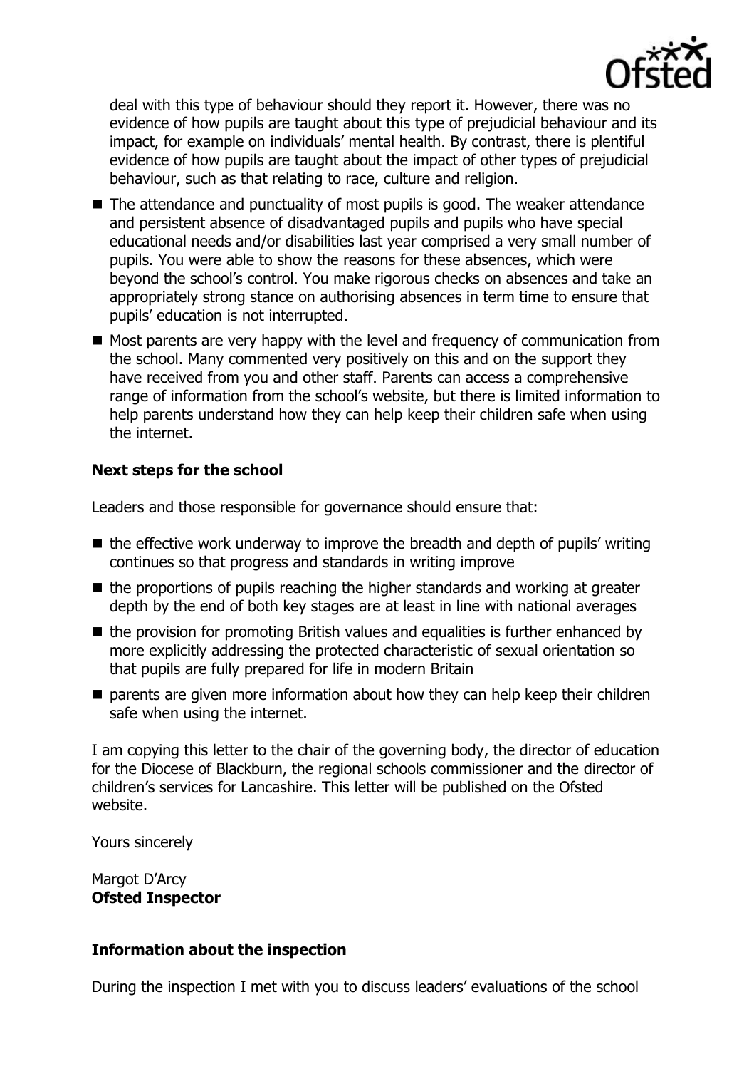deal with this type of behaviour should they report it. However, there was no evidence of how pupils are taught about this type of prejudicial behaviour and its impact, for example on individuals' mental health. By contrast, there is plentiful evidence of how pupils are taught about the impact of other types of prejudicial behaviour, such as that relating to race, culture and religion.

- The attendance and punctuality of most pupils is good. The weaker attendance and persistent absence of disadvantaged pupils and pupils who have special educational needs and/or disabilities last year comprised a very small number of pupils. You were able to show the reasons for these absences, which were beyond the school's control. You make rigorous checks on absences and take an appropriately strong stance on authorising absences in term time to ensure that pupils' education is not interrupted.
- Most parents are very happy with the level and frequency of communication from the school. Many commented very positively on this and on the support they have received from you and other staff. Parents can access a comprehensive range of information from the school's website, but there is limited information to help parents understand how they can help keep their children safe when using the internet.

### Next steps for the school

Leaders and those responsible for governance should ensure that:

- the effective work underway to improve the breadth and depth of pupils' writing continues so that progress and standards in writing improve
- the proportions of pupils reaching the higher standards and working at greater depth by the end of both key stages are at least in line with national averages
- the provision for promoting British values and equalities is further enhanced by more explicitly addressing the protected characteristic of sexual orientation so that pupils are fully prepared for life in modern Britain
- parents are given more information about how they can help keep their children safe when using the internet.

I am copying this letter to the chair of the governing body, the director of education for the Diocese of Blackburn, the regional schools commissioner and the director of children's services for Lancashire. This letter will be published on the Ofsted website.

Yours sincerely

Margot D'Arcy
**Ofsted Inspector**

### Information about the inspection

During the inspection I met with you to discuss leaders' evaluations of the school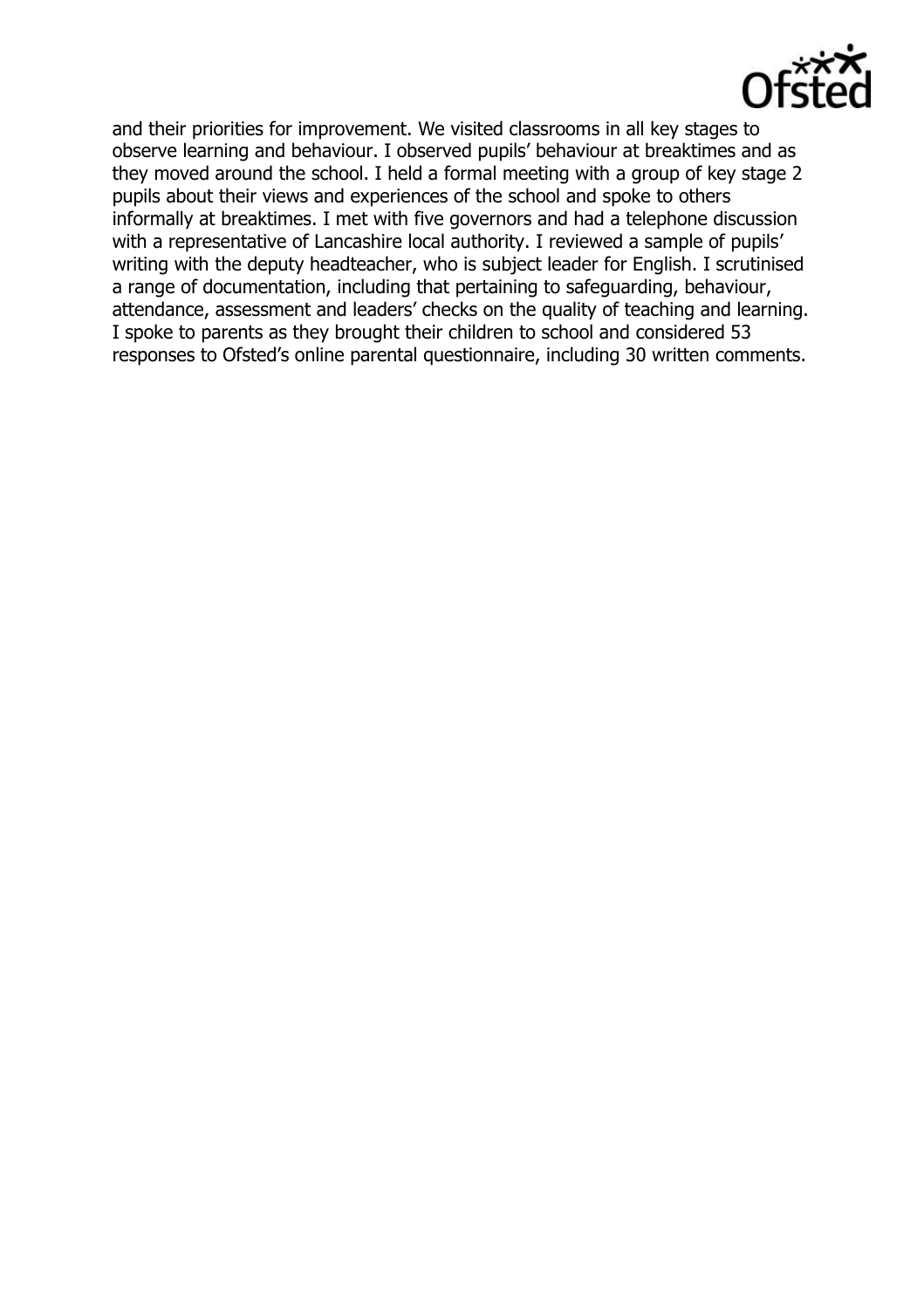and their priorities for improvement. We visited classrooms in all key stages to observe learning and behaviour. I observed pupils' behaviour at breaktimes and as they moved around the school. I held a formal meeting with a group of key stage 2 pupils about their views and experiences of the school and spoke to others informally at breaktimes. I met with five governors and had a telephone discussion with a representative of Lancashire local authority. I reviewed a sample of pupils' writing with the deputy headteacher, who is subject leader for English. I scrutinised a range of documentation, including that pertaining to safeguarding, behaviour, attendance, assessment and leaders' checks on the quality of teaching and learning. I spoke to parents as they brought their children to school and considered 53 responses to Ofsted's online parental questionnaire, including 30 written comments.